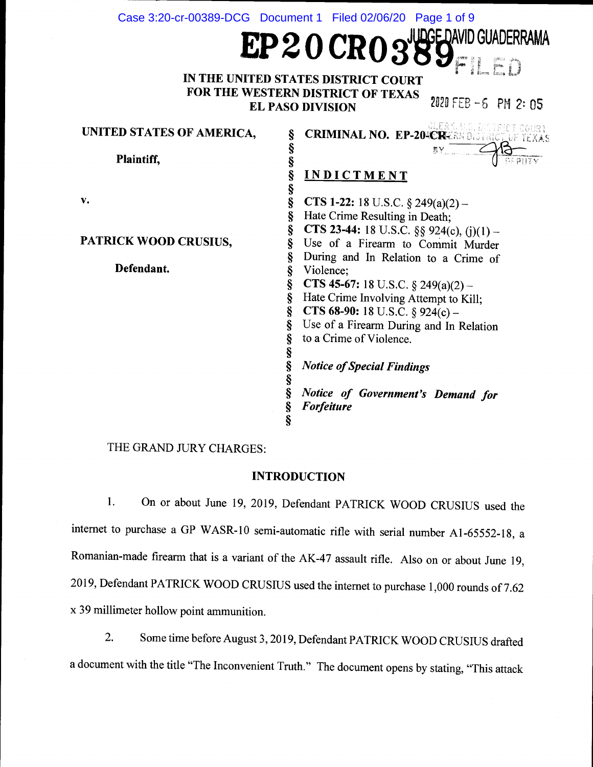EP20CR0389 JUDGE DAVID GUADERRAMA

FILED

2020 FEB -6 PM 2:05

CLERK, U.S. DISTRICT COURT
WESTERN DISTRICT OF TEXAS
BY ________ DEPUTY

**IN THE UNITED STATES DISTRICT COURT**
**FOR THE WESTERN DISTRICT OF TEXAS**
**EL PASO DIVISION**

| | | |
|---|---|---|
| **UNITED STATES OF AMERICA,** | § | **CRIMINAL NO. EP-20-CR-** |
| **Plaintiff,** | § | |
| | § | **INDICTMENT** |
| **v.** | § | **CTS 1-22:** 18 U.S.C. § 249(a)(2) – Hate Crime Resulting in Death; |
| | § | **CTS 23-44:** 18 U.S.C. §§ 924(c), (j)(1) – Use of a Firearm to Commit Murder During and In Relation to a Crime of Violence; |
| **PATRICK WOOD CRUSIUS,** | § | **CTS 45-67:** 18 U.S.C. § 249(a)(2) – Hate Crime Involving Attempt to Kill; |
| **Defendant.** | § | **CTS 68-90:** 18 U.S.C. § 924(c) – Use of a Firearm During and In Relation to a Crime of Violence. |
| | § | *Notice of Special Findings* |
| | § | *Notice of Government's Demand for Forfeiture* |

THE GRAND JURY CHARGES:

## INTRODUCTION

1. On or about June 19, 2019, Defendant PATRICK WOOD CRUSIUS used the internet to purchase a GP WASR-10 semi-automatic rifle with serial number A1-65552-18, a Romanian-made firearm that is a variant of the AK-47 assault rifle. Also on or about June 19, 2019, Defendant PATRICK WOOD CRUSIUS used the internet to purchase 1,000 rounds of 7.62 x 39 millimeter hollow point ammunition.

2. Some time before August 3, 2019, Defendant PATRICK WOOD CRUSIUS drafted a document with the title "The Inconvenient Truth." The document opens by stating, "This attack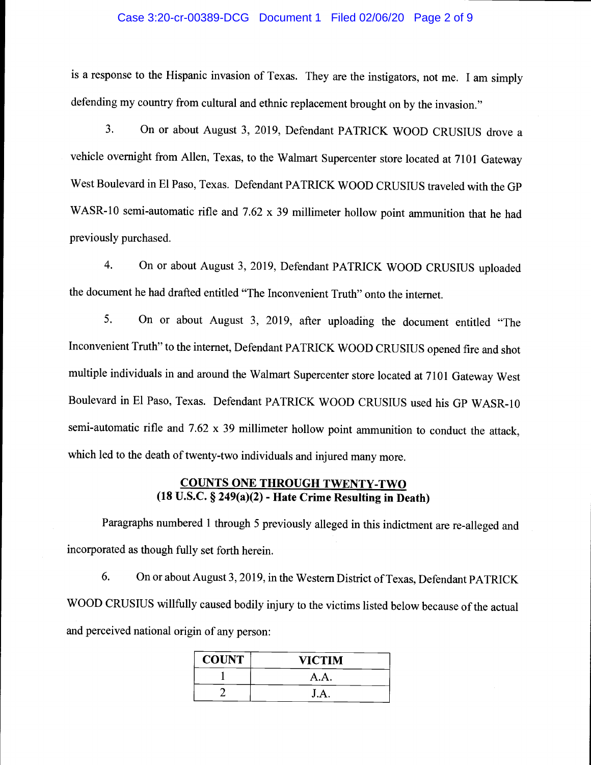is a response to the Hispanic invasion of Texas. They are the instigators, not me. I am simply defending my country from cultural and ethnic replacement brought on by the invasion."

3. On or about August 3, 2019, Defendant PATRICK WOOD CRUSIUS drove a vehicle overnight from Allen, Texas, to the Walmart Supercenter store located at 7101 Gateway West Boulevard in El Paso, Texas. Defendant PATRICK WOOD CRUSIUS traveled with the GP WASR-10 semi-automatic rifle and 7.62 x 39 millimeter hollow point ammunition that he had previously purchased.

4. On or about August 3, 2019, Defendant PATRICK WOOD CRUSIUS uploaded the document he had drafted entitled "The Inconvenient Truth" onto the internet.

5. On or about August 3, 2019, after uploading the document entitled "The Inconvenient Truth" to the internet, Defendant PATRICK WOOD CRUSIUS opened fire and shot multiple individuals in and around the Walmart Supercenter store located at 7101 Gateway West Boulevard in El Paso, Texas. Defendant PATRICK WOOD CRUSIUS used his GP WASR-10 semi-automatic rifle and 7.62 x 39 millimeter hollow point ammunition to conduct the attack, which led to the death of twenty-two individuals and injured many more.

## COUNTS ONE THROUGH TWENTY-TWO
## (18 U.S.C. § 249(a)(2) - Hate Crime Resulting in Death)

Paragraphs numbered 1 through 5 previously alleged in this indictment are re-alleged and incorporated as though fully set forth herein.

6. On or about August 3, 2019, in the Western District of Texas, Defendant PATRICK WOOD CRUSIUS willfully caused bodily injury to the victims listed below because of the actual and perceived national origin of any person:

| COUNT | VICTIM |
|---|---|
| 1 | A.A. |
| 2 | J.A. |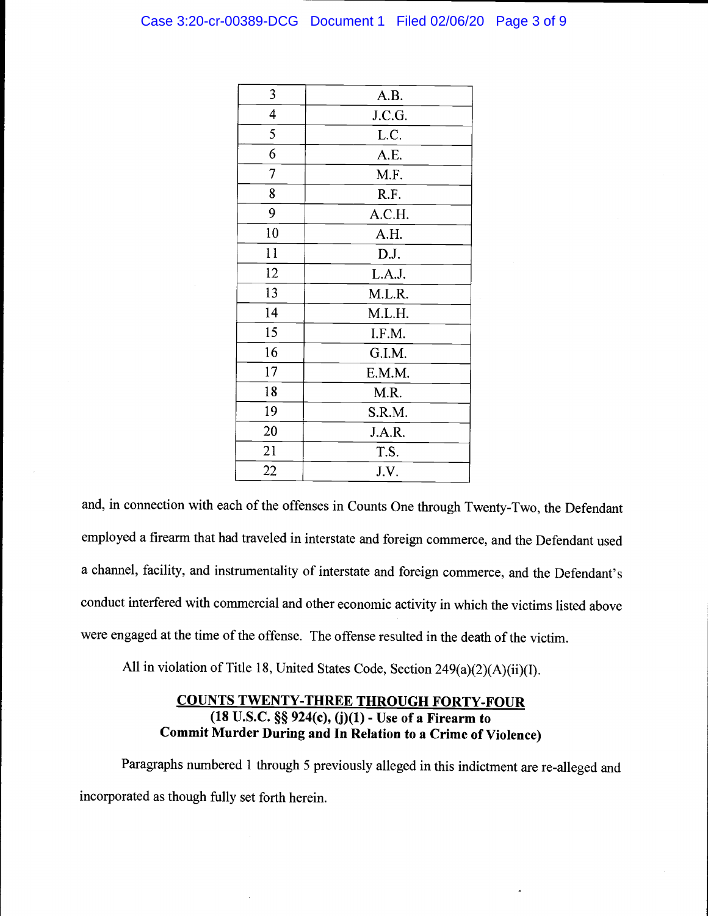| | |
|---|---|
| 3 | A.B. |
| 4 | J.C.G. |
| 5 | L.C. |
| 6 | A.E. |
| 7 | M.F. |
| 8 | R.F. |
| 9 | A.C.H. |
| 10 | A.H. |
| 11 | D.J. |
| 12 | L.A.J. |
| 13 | M.L.R. |
| 14 | M.L.H. |
| 15 | I.F.M. |
| 16 | G.I.M. |
| 17 | E.M.M. |
| 18 | M.R. |
| 19 | S.R.M. |
| 20 | J.A.R. |
| 21 | T.S. |
| 22 | J.V. |

and, in connection with each of the offenses in Counts One through Twenty-Two, the Defendant employed a firearm that had traveled in interstate and foreign commerce, and the Defendant used a channel, facility, and instrumentality of interstate and foreign commerce, and the Defendant's conduct interfered with commercial and other economic activity in which the victims listed above were engaged at the time of the offense. The offense resulted in the death of the victim.

All in violation of Title 18, United States Code, Section 249(a)(2)(A)(ii)(I).

## COUNTS TWENTY-THREE THROUGH FORTY-FOUR
**(18 U.S.C. §§ 924(c), (j)(1) - Use of a Firearm to Commit Murder During and In Relation to a Crime of Violence)**

Paragraphs numbered 1 through 5 previously alleged in this indictment are re-alleged and incorporated as though fully set forth herein.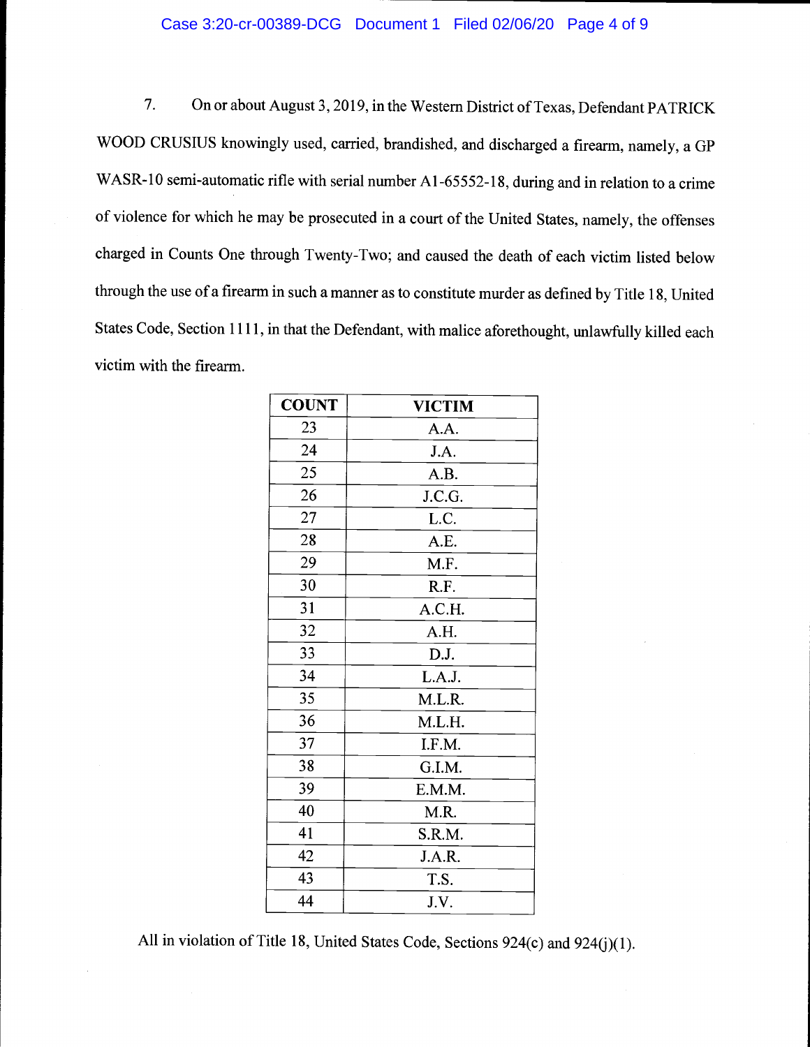7. On or about August 3, 2019, in the Western District of Texas, Defendant PATRICK WOOD CRUSIUS knowingly used, carried, brandished, and discharged a firearm, namely, a GP WASR-10 semi-automatic rifle with serial number A1-65552-18, during and in relation to a crime of violence for which he may be prosecuted in a court of the United States, namely, the offenses charged in Counts One through Twenty-Two; and caused the death of each victim listed below through the use of a firearm in such a manner as to constitute murder as defined by Title 18, United States Code, Section 1111, in that the Defendant, with malice aforethought, unlawfully killed each victim with the firearm.

| COUNT | VICTIM |
|---|---|
| 23 | A.A. |
| 24 | J.A. |
| 25 | A.B. |
| 26 | J.C.G. |
| 27 | L.C. |
| 28 | A.E. |
| 29 | M.F. |
| 30 | R.F. |
| 31 | A.C.H. |
| 32 | A.H. |
| 33 | D.J. |
| 34 | L.A.J. |
| 35 | M.L.R. |
| 36 | M.L.H. |
| 37 | I.F.M. |
| 38 | G.I.M. |
| 39 | E.M.M. |
| 40 | M.R. |
| 41 | S.R.M. |
| 42 | J.A.R. |
| 43 | T.S. |
| 44 | J.V. |

All in violation of Title 18, United States Code, Sections 924(c) and 924(j)(1).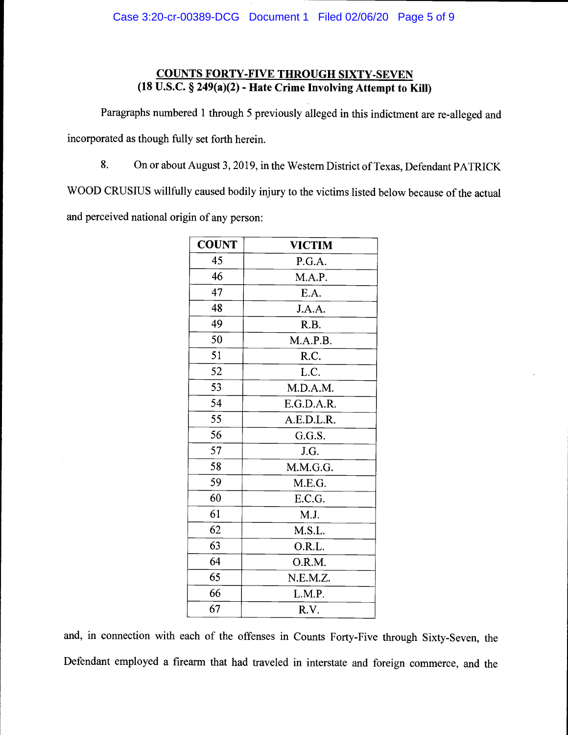## COUNTS FORTY-FIVE THROUGH SIXTY-SEVEN
### (18 U.S.C. § 249(a)(2) - Hate Crime Involving Attempt to Kill)

Paragraphs numbered 1 through 5 previously alleged in this indictment are re-alleged and incorporated as though fully set forth herein.

8. On or about August 3, 2019, in the Western District of Texas, Defendant PATRICK WOOD CRUSIUS willfully caused bodily injury to the victims listed below because of the actual and perceived national origin of any person:

| COUNT | VICTIM |
|---|---|
| 45 | P.G.A. |
| 46 | M.A.P. |
| 47 | E.A. |
| 48 | J.A.A. |
| 49 | R.B. |
| 50 | M.A.P.B. |
| 51 | R.C. |
| 52 | L.C. |
| 53 | M.D.A.M. |
| 54 | E.G.D.A.R. |
| 55 | A.E.D.L.R. |
| 56 | G.G.S. |
| 57 | J.G. |
| 58 | M.M.G.G. |
| 59 | M.E.G. |
| 60 | E.C.G. |
| 61 | M.J. |
| 62 | M.S.L. |
| 63 | O.R.L. |
| 64 | O.R.M. |
| 65 | N.E.M.Z. |
| 66 | L.M.P. |
| 67 | R.V. |

and, in connection with each of the offenses in Counts Forty-Five through Sixty-Seven, the Defendant employed a firearm that had traveled in interstate and foreign commerce, and the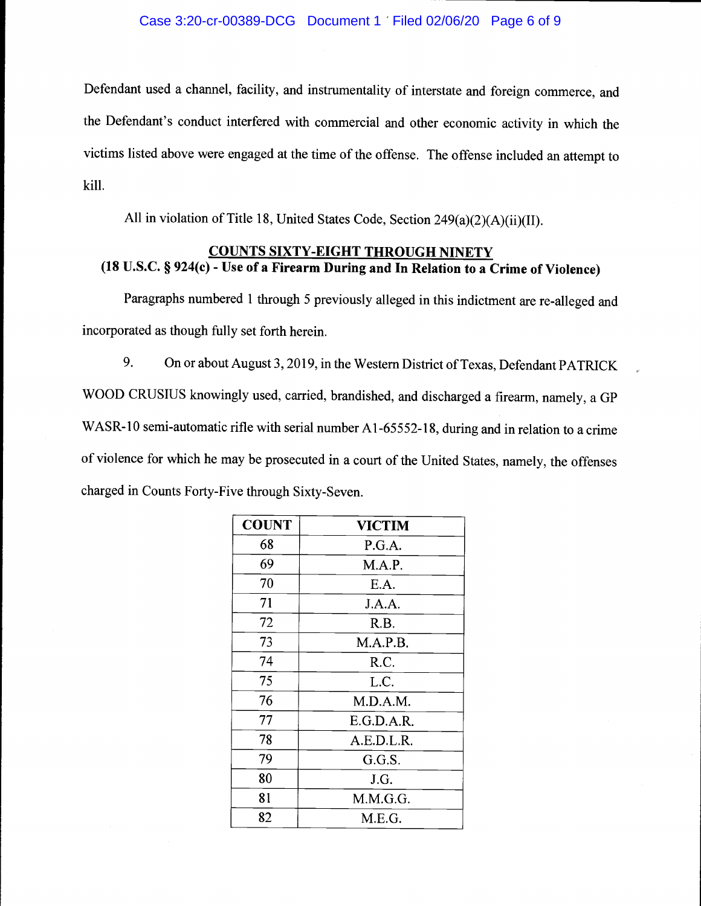Defendant used a channel, facility, and instrumentality of interstate and foreign commerce, and the Defendant's conduct interfered with commercial and other economic activity in which the victims listed above were engaged at the time of the offense. The offense included an attempt to kill.

All in violation of Title 18, United States Code, Section 249(a)(2)(A)(ii)(II).

## COUNTS SIXTY-EIGHT THROUGH NINETY

### (18 U.S.C. § 924(c) - Use of a Firearm During and In Relation to a Crime of Violence)

Paragraphs numbered 1 through 5 previously alleged in this indictment are re-alleged and incorporated as though fully set forth herein.

9. On or about August 3, 2019, in the Western District of Texas, Defendant PATRICK WOOD CRUSIUS knowingly used, carried, brandished, and discharged a firearm, namely, a GP WASR-10 semi-automatic rifle with serial number A1-65552-18, during and in relation to a crime of violence for which he may be prosecuted in a court of the United States, namely, the offenses charged in Counts Forty-Five through Sixty-Seven.

| COUNT | VICTIM |
|---|---|
| 68 | P.G.A. |
| 69 | M.A.P. |
| 70 | E.A. |
| 71 | J.A.A. |
| 72 | R.B. |
| 73 | M.A.P.B. |
| 74 | R.C. |
| 75 | L.C. |
| 76 | M.D.A.M. |
| 77 | E.G.D.A.R. |
| 78 | A.E.D.L.R. |
| 79 | G.G.S. |
| 80 | J.G. |
| 81 | M.M.G.G. |
| 82 | M.E.G. |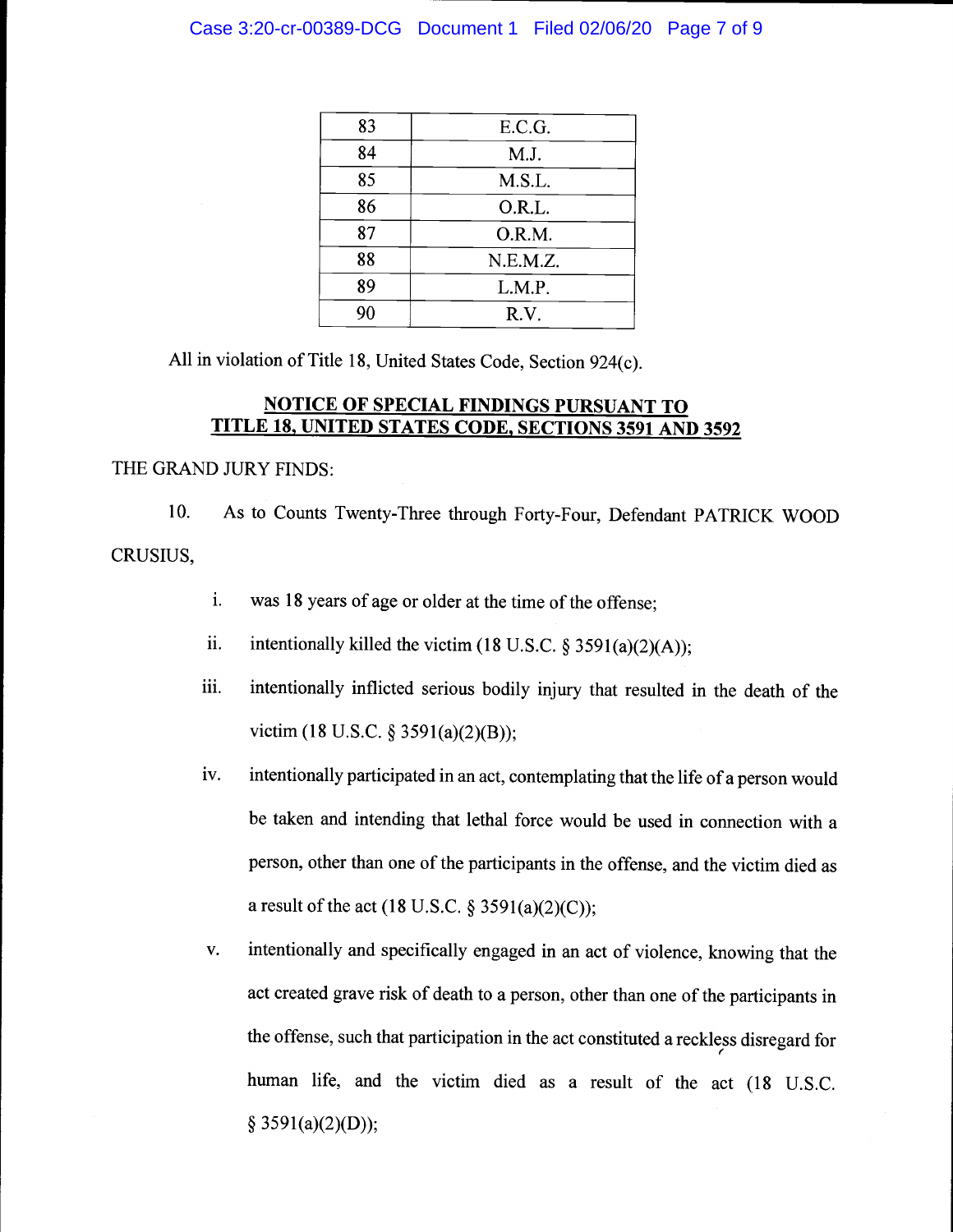| 83 | E.C.G. |
|---|---|
| 84 | M.J. |
| 85 | M.S.L. |
| 86 | O.R.L. |
| 87 | O.R.M. |
| 88 | N.E.M.Z. |
| 89 | L.M.P. |
| 90 | R.V. |

All in violation of Title 18, United States Code, Section 924(c).

## NOTICE OF SPECIAL FINDINGS PURSUANT TO TITLE 18, UNITED STATES CODE, SECTIONS 3591 AND 3592

THE GRAND JURY FINDS:

10. As to Counts Twenty-Three through Forty-Four, Defendant PATRICK WOOD CRUSIUS,

i. was 18 years of age or older at the time of the offense;

ii. intentionally killed the victim (18 U.S.C. § 3591(a)(2)(A));

iii. intentionally inflicted serious bodily injury that resulted in the death of the victim (18 U.S.C. § 3591(a)(2)(B));

iv. intentionally participated in an act, contemplating that the life of a person would be taken and intending that lethal force would be used in connection with a person, other than one of the participants in the offense, and the victim died as a result of the act (18 U.S.C. § 3591(a)(2)(C));

v. intentionally and specifically engaged in an act of violence, knowing that the act created grave risk of death to a person, other than one of the participants in the offense, such that participation in the act constituted a reckless disregard for human life, and the victim died as a result of the act (18 U.S.C. § 3591(a)(2)(D));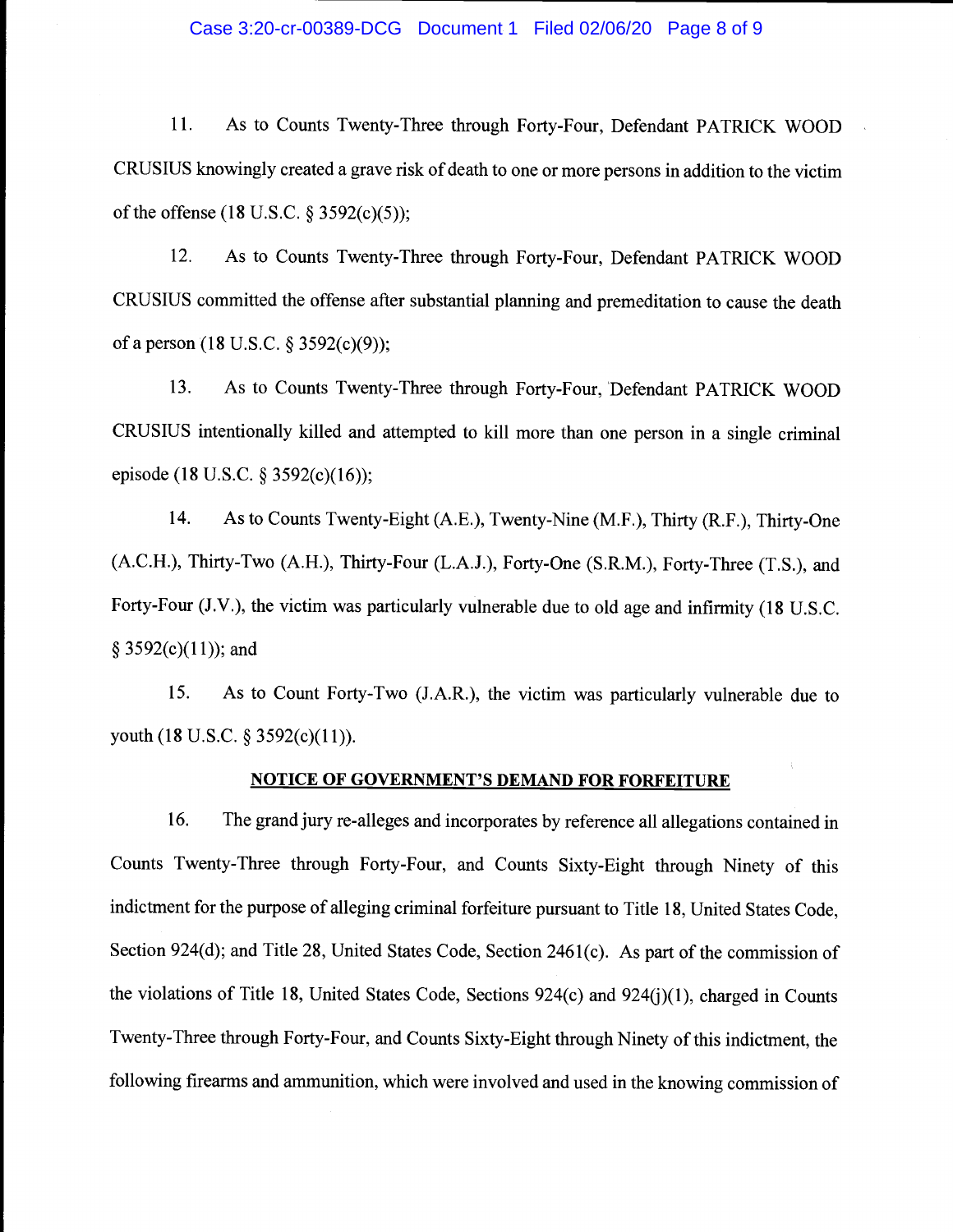11. As to Counts Twenty-Three through Forty-Four, Defendant PATRICK WOOD CRUSIUS knowingly created a grave risk of death to one or more persons in addition to the victim of the offense (18 U.S.C. § 3592(c)(5));

12. As to Counts Twenty-Three through Forty-Four, Defendant PATRICK WOOD CRUSIUS committed the offense after substantial planning and premeditation to cause the death of a person (18 U.S.C. § 3592(c)(9));

13. As to Counts Twenty-Three through Forty-Four, Defendant PATRICK WOOD CRUSIUS intentionally killed and attempted to kill more than one person in a single criminal episode (18 U.S.C. § 3592(c)(16));

14. As to Counts Twenty-Eight (A.E.), Twenty-Nine (M.F.), Thirty (R.F.), Thirty-One (A.C.H.), Thirty-Two (A.H.), Thirty-Four (L.A.J.), Forty-One (S.R.M.), Forty-Three (T.S.), and Forty-Four (J.V.), the victim was particularly vulnerable due to old age and infirmity (18 U.S.C. § 3592(c)(11)); and

15. As to Count Forty-Two (J.A.R.), the victim was particularly vulnerable due to youth (18 U.S.C. § 3592(c)(11)).

**NOTICE OF GOVERNMENT'S DEMAND FOR FORFEITURE**

16. The grand jury re-alleges and incorporates by reference all allegations contained in Counts Twenty-Three through Forty-Four, and Counts Sixty-Eight through Ninety of this indictment for the purpose of alleging criminal forfeiture pursuant to Title 18, United States Code, Section 924(d); and Title 28, United States Code, Section 2461(c). As part of the commission of the violations of Title 18, United States Code, Sections 924(c) and 924(j)(1), charged in Counts Twenty-Three through Forty-Four, and Counts Sixty-Eight through Ninety of this indictment, the following firearms and ammunition, which were involved and used in the knowing commission of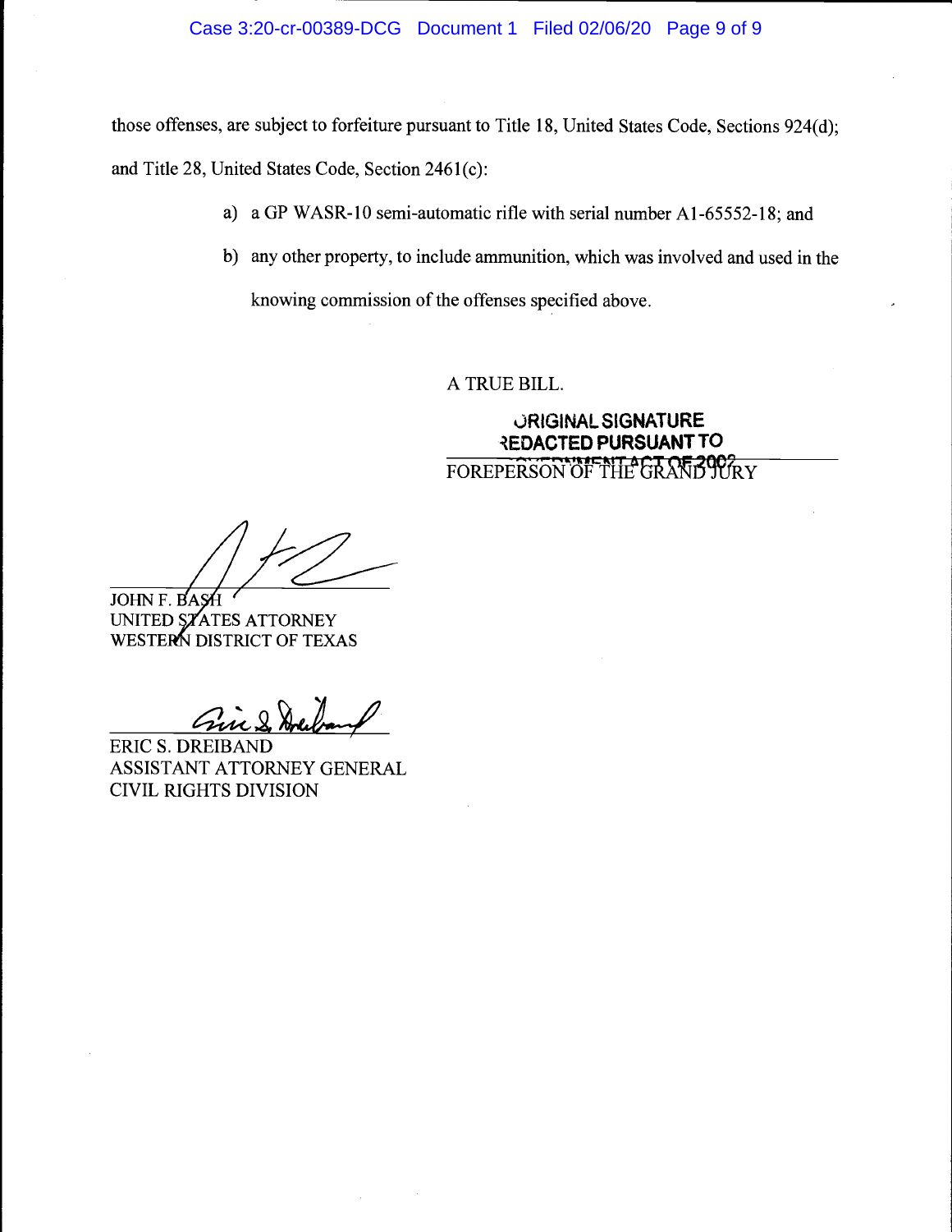those offenses, are subject to forfeiture pursuant to Title 18, United States Code, Sections 924(d); and Title 28, United States Code, Section 2461(c):

a) a GP WASR-10 semi-automatic rifle with serial number A1-65552-18; and

b) any other property, to include ammunition, which was involved and used in the knowing commission of the offenses specified above.

A TRUE BILL.

ORIGINAL SIGNATURE
REDACTED PURSUANT TO
E-GOVERNMENT ACT OF 2002

FOREPERSON OF THE GRAND JURY

JOHN F. BASH
UNITED STATES ATTORNEY
WESTERN DISTRICT OF TEXAS

ERIC S. DREIBAND
ASSISTANT ATTORNEY GENERAL
CIVIL RIGHTS DIVISION